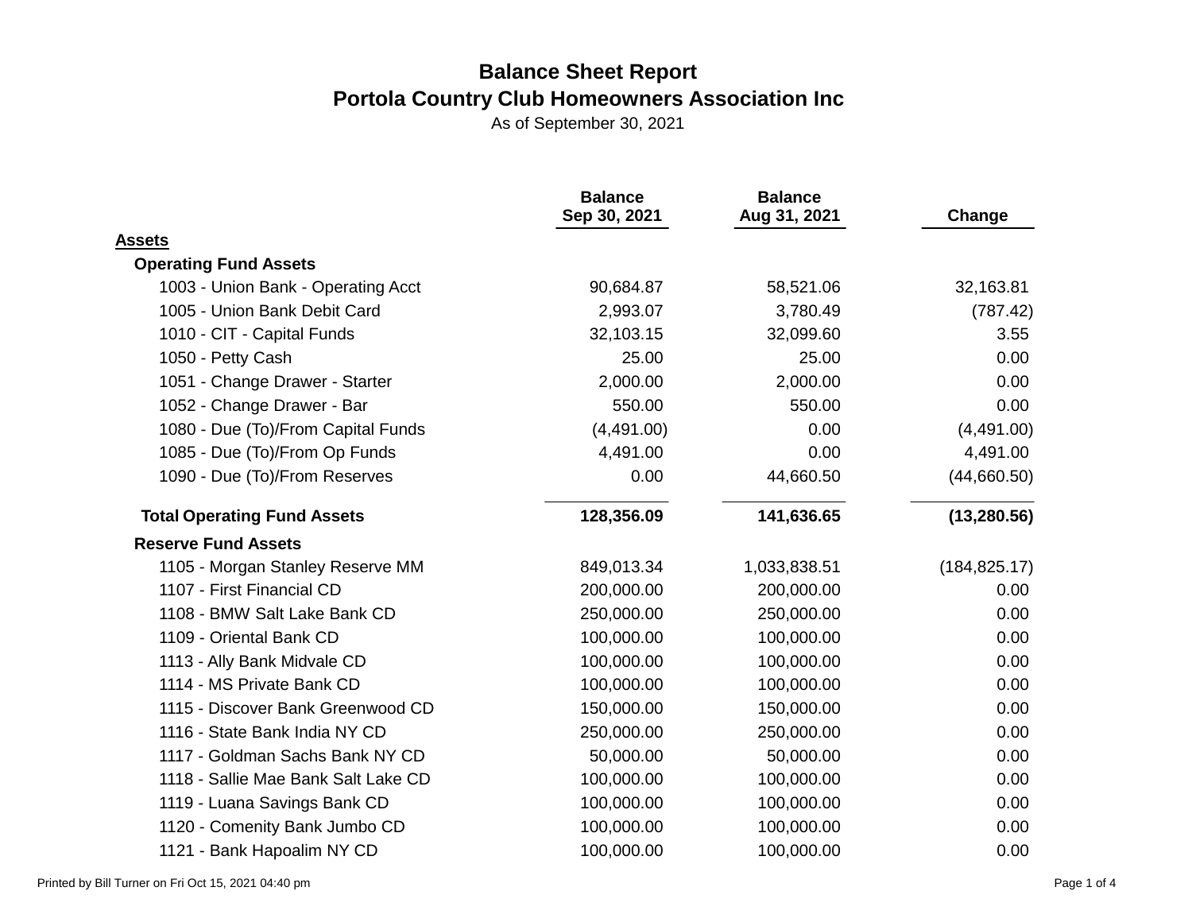# Balance Sheet Report

## Portola Country Club Homeowners Association Inc

As of September 30, 2021

| | Balance Sep 30, 2021 | Balance Aug 31, 2021 | Change |
|---|---|---|---|
| **Assets** | | | |
| **Operating Fund Assets** | | | |
| 1003 - Union Bank - Operating Acct | 90,684.87 | 58,521.06 | 32,163.81 |
| 1005 - Union Bank Debit Card | 2,993.07 | 3,780.49 | (787.42) |
| 1010 - CIT - Capital Funds | 32,103.15 | 32,099.60 | 3.55 |
| 1050 - Petty Cash | 25.00 | 25.00 | 0.00 |
| 1051 - Change Drawer - Starter | 2,000.00 | 2,000.00 | 0.00 |
| 1052 - Change Drawer - Bar | 550.00 | 550.00 | 0.00 |
| 1080 - Due (To)/From Capital Funds | (4,491.00) | 0.00 | (4,491.00) |
| 1085 - Due (To)/From Op Funds | 4,491.00 | 0.00 | 4,491.00 |
| 1090 - Due (To)/From Reserves | 0.00 | 44,660.50 | (44,660.50) |
| **Total Operating Fund Assets** | **128,356.09** | **141,636.65** | **(13,280.56)** |
| **Reserve Fund Assets** | | | |
| 1105 - Morgan Stanley Reserve MM | 849,013.34 | 1,033,838.51 | (184,825.17) |
| 1107 - First Financial CD | 200,000.00 | 200,000.00 | 0.00 |
| 1108 - BMW Salt Lake Bank CD | 250,000.00 | 250,000.00 | 0.00 |
| 1109 - Oriental Bank CD | 100,000.00 | 100,000.00 | 0.00 |
| 1113 - Ally Bank Midvale CD | 100,000.00 | 100,000.00 | 0.00 |
| 1114 - MS Private Bank CD | 100,000.00 | 100,000.00 | 0.00 |
| 1115 - Discover Bank Greenwood CD | 150,000.00 | 150,000.00 | 0.00 |
| 1116 - State Bank India NY CD | 250,000.00 | 250,000.00 | 0.00 |
| 1117 - Goldman Sachs Bank NY CD | 50,000.00 | 50,000.00 | 0.00 |
| 1118 - Sallie Mae Bank Salt Lake CD | 100,000.00 | 100,000.00 | 0.00 |
| 1119 - Luana Savings Bank CD | 100,000.00 | 100,000.00 | 0.00 |
| 1120 - Comenity Bank Jumbo CD | 100,000.00 | 100,000.00 | 0.00 |
| 1121 - Bank Hapoalim NY CD | 100,000.00 | 100,000.00 | 0.00 |

Printed by Bill Turner on Fri Oct 15, 2021 04:40 pm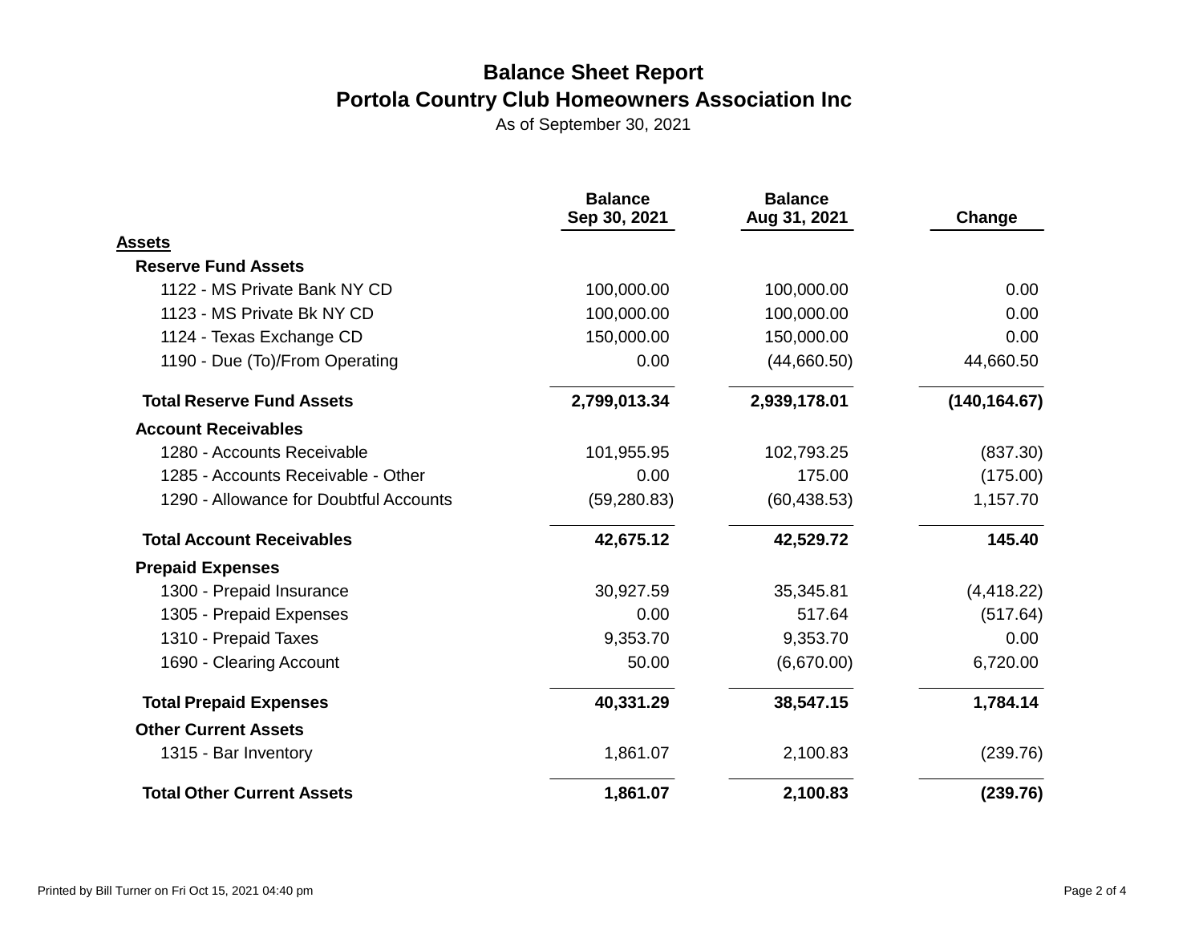# Balance Sheet Report

## Portola Country Club Homeowners Association Inc

As of September 30, 2021

| | Balance Sep 30, 2021 | Balance Aug 31, 2021 | Change |
|---|---|---|---|
| **Assets** | | | |
| **Reserve Fund Assets** | | | |
| 1122 - MS Private Bank NY CD | 100,000.00 | 100,000.00 | 0.00 |
| 1123 - MS Private Bk NY CD | 100,000.00 | 100,000.00 | 0.00 |
| 1124 - Texas Exchange CD | 150,000.00 | 150,000.00 | 0.00 |
| 1190 - Due (To)/From Operating | 0.00 | (44,660.50) | 44,660.50 |
| **Total Reserve Fund Assets** | **2,799,013.34** | **2,939,178.01** | **(140,164.67)** |
| **Account Receivables** | | | |
| 1280 - Accounts Receivable | 101,955.95 | 102,793.25 | (837.30) |
| 1285 - Accounts Receivable - Other | 0.00 | 175.00 | (175.00) |
| 1290 - Allowance for Doubtful Accounts | (59,280.83) | (60,438.53) | 1,157.70 |
| **Total Account Receivables** | **42,675.12** | **42,529.72** | **145.40** |
| **Prepaid Expenses** | | | |
| 1300 - Prepaid Insurance | 30,927.59 | 35,345.81 | (4,418.22) |
| 1305 - Prepaid Expenses | 0.00 | 517.64 | (517.64) |
| 1310 - Prepaid Taxes | 9,353.70 | 9,353.70 | 0.00 |
| 1690 - Clearing Account | 50.00 | (6,670.00) | 6,720.00 |
| **Total Prepaid Expenses** | **40,331.29** | **38,547.15** | **1,784.14** |
| **Other Current Assets** | | | |
| 1315 - Bar Inventory | 1,861.07 | 2,100.83 | (239.76) |
| **Total Other Current Assets** | **1,861.07** | **2,100.83** | **(239.76)** |

Printed by Bill Turner on Fri Oct 15, 2021 04:40 pm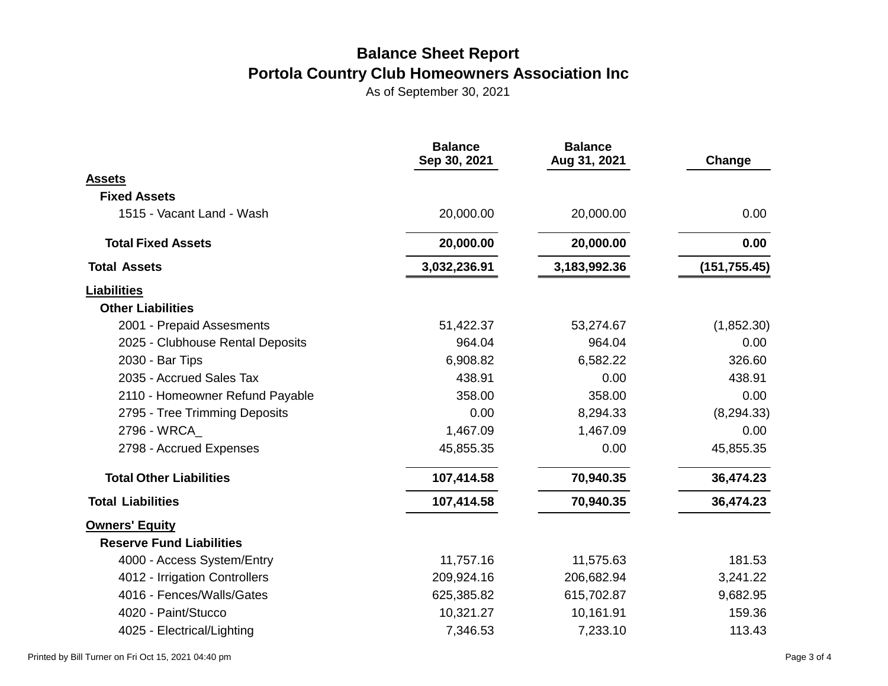# Balance Sheet Report
## Portola Country Club Homeowners Association Inc
As of September 30, 2021

| | Balance Sep 30, 2021 | Balance Aug 31, 2021 | Change |
|---|---|---|---|
| **Assets** | | | |
| **Fixed Assets** | | | |
| 1515 - Vacant Land - Wash | 20,000.00 | 20,000.00 | 0.00 |
| **Total Fixed Assets** | **20,000.00** | **20,000.00** | **0.00** |
| **Total Assets** | **3,032,236.91** | **3,183,992.36** | **(151,755.45)** |
| **Liabilities** | | | |
| **Other Liabilities** | | | |
| 2001 - Prepaid Assesments | 51,422.37 | 53,274.67 | (1,852.30) |
| 2025 - Clubhouse Rental Deposits | 964.04 | 964.04 | 0.00 |
| 2030 - Bar Tips | 6,908.82 | 6,582.22 | 326.60 |
| 2035 - Accrued Sales Tax | 438.91 | 0.00 | 438.91 |
| 2110 - Homeowner Refund Payable | 358.00 | 358.00 | 0.00 |
| 2795 - Tree Trimming Deposits | 0.00 | 8,294.33 | (8,294.33) |
| 2796 - WRCA_ | 1,467.09 | 1,467.09 | 0.00 |
| 2798 - Accrued Expenses | 45,855.35 | 0.00 | 45,855.35 |
| **Total Other Liabilities** | **107,414.58** | **70,940.35** | **36,474.23** |
| **Total Liabilities** | **107,414.58** | **70,940.35** | **36,474.23** |
| **Owners' Equity** | | | |
| **Reserve Fund Liabilities** | | | |
| 4000 - Access System/Entry | 11,757.16 | 11,575.63 | 181.53 |
| 4012 - Irrigation Controllers | 209,924.16 | 206,682.94 | 3,241.22 |
| 4016 - Fences/Walls/Gates | 625,385.82 | 615,702.87 | 9,682.95 |
| 4020 - Paint/Stucco | 10,321.27 | 10,161.91 | 159.36 |
| 4025 - Electrical/Lighting | 7,346.53 | 7,233.10 | 113.43 |

Printed by Bill Turner on Fri Oct 15, 2021 04:40 pm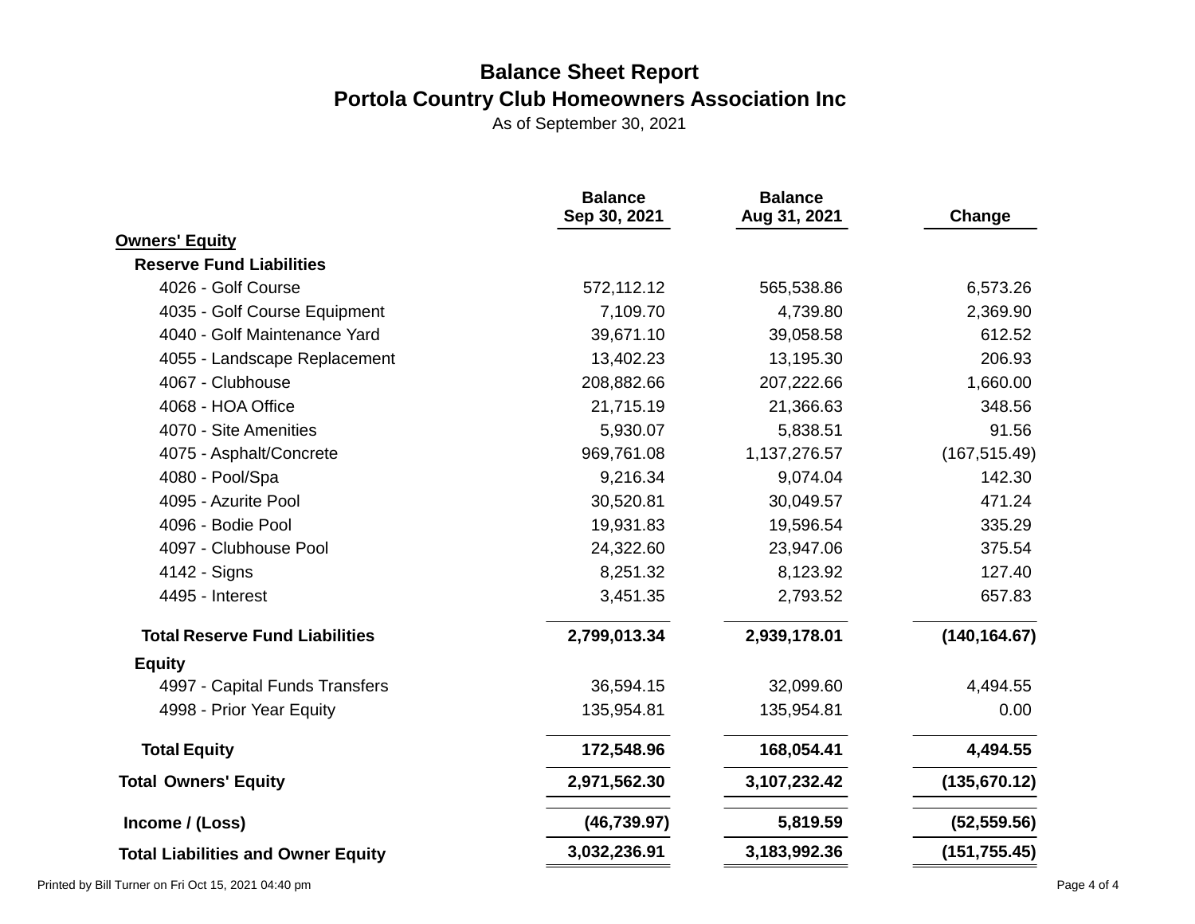# Balance Sheet Report
## Portola Country Club Homeowners Association Inc
As of September 30, 2021

| | Balance Sep 30, 2021 | Balance Aug 31, 2021 | Change |
|---|---|---|---|
| **Owners' Equity** | | | |
| **Reserve Fund Liabilities** | | | |
| 4026 - Golf Course | 572,112.12 | 565,538.86 | 6,573.26 |
| 4035 - Golf Course Equipment | 7,109.70 | 4,739.80 | 2,369.90 |
| 4040 - Golf Maintenance Yard | 39,671.10 | 39,058.58 | 612.52 |
| 4055 - Landscape Replacement | 13,402.23 | 13,195.30 | 206.93 |
| 4067 - Clubhouse | 208,882.66 | 207,222.66 | 1,660.00 |
| 4068 - HOA Office | 21,715.19 | 21,366.63 | 348.56 |
| 4070 - Site Amenities | 5,930.07 | 5,838.51 | 91.56 |
| 4075 - Asphalt/Concrete | 969,761.08 | 1,137,276.57 | (167,515.49) |
| 4080 - Pool/Spa | 9,216.34 | 9,074.04 | 142.30 |
| 4095 - Azurite Pool | 30,520.81 | 30,049.57 | 471.24 |
| 4096 - Bodie Pool | 19,931.83 | 19,596.54 | 335.29 |
| 4097 - Clubhouse Pool | 24,322.60 | 23,947.06 | 375.54 |
| 4142 - Signs | 8,251.32 | 8,123.92 | 127.40 |
| 4495 - Interest | 3,451.35 | 2,793.52 | 657.83 |
| **Total Reserve Fund Liabilities** | **2,799,013.34** | **2,939,178.01** | **(140,164.67)** |
| **Equity** | | | |
| 4997 - Capital Funds Transfers | 36,594.15 | 32,099.60 | 4,494.55 |
| 4998 - Prior Year Equity | 135,954.81 | 135,954.81 | 0.00 |
| **Total Equity** | **172,548.96** | **168,054.41** | **4,494.55** |
| **Total Owners' Equity** | **2,971,562.30** | **3,107,232.42** | **(135,670.12)** |
| **Income / (Loss)** | **(46,739.97)** | **5,819.59** | **(52,559.56)** |
| **Total Liabilities and Owner Equity** | **3,032,236.91** | **3,183,992.36** | **(151,755.45)** |

Printed by Bill Turner on Fri Oct 15, 2021 04:40 pm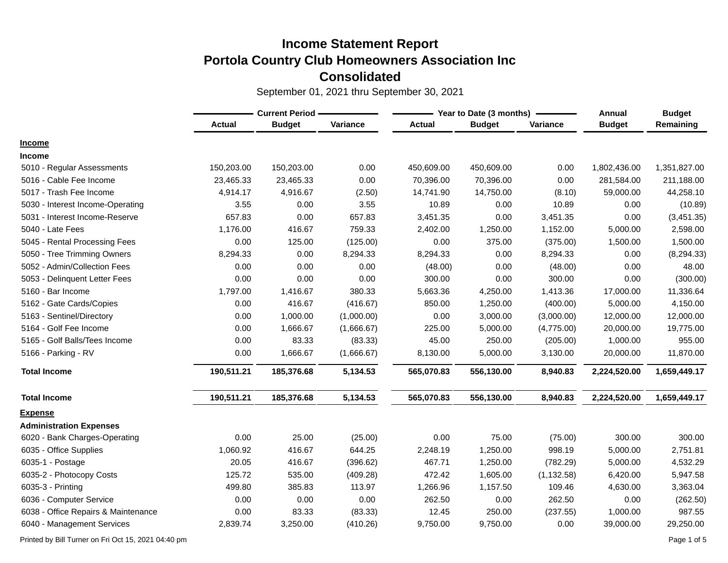# Income Statement Report

## Portola Country Club Homeowners Association Inc

## Consolidated

September 01, 2021 thru September 30, 2021

| | Current Period | | | Year to Date (3 months) | | | Annual | Budget |
|---|---|---|---|---|---|---|---|---|
| | Actual | Budget | Variance | Actual | Budget | Variance | Budget | Remaining |
| **Income** | | | | | | | | |
| **Income** | | | | | | | | |
| 5010 - Regular Assessments | 150,203.00 | 150,203.00 | 0.00 | 450,609.00 | 450,609.00 | 0.00 | 1,802,436.00 | 1,351,827.00 |
| 5016 - Cable Fee Income | 23,465.33 | 23,465.33 | 0.00 | 70,396.00 | 70,396.00 | 0.00 | 281,584.00 | 211,188.00 |
| 5017 - Trash Fee Income | 4,914.17 | 4,916.67 | (2.50) | 14,741.90 | 14,750.00 | (8.10) | 59,000.00 | 44,258.10 |
| 5030 - Interest Income-Operating | 3.55 | 0.00 | 3.55 | 10.89 | 0.00 | 10.89 | 0.00 | (10.89) |
| 5031 - Interest Income-Reserve | 657.83 | 0.00 | 657.83 | 3,451.35 | 0.00 | 3,451.35 | 0.00 | (3,451.35) |
| 5040 - Late Fees | 1,176.00 | 416.67 | 759.33 | 2,402.00 | 1,250.00 | 1,152.00 | 5,000.00 | 2,598.00 |
| 5045 - Rental Processing Fees | 0.00 | 125.00 | (125.00) | 0.00 | 375.00 | (375.00) | 1,500.00 | 1,500.00 |
| 5050 - Tree Trimming Owners | 8,294.33 | 0.00 | 8,294.33 | 8,294.33 | 0.00 | 8,294.33 | 0.00 | (8,294.33) |
| 5052 - Admin/Collection Fees | 0.00 | 0.00 | 0.00 | (48.00) | 0.00 | (48.00) | 0.00 | 48.00 |
| 5053 - Delinquent Letter Fees | 0.00 | 0.00 | 0.00 | 300.00 | 0.00 | 300.00 | 0.00 | (300.00) |
| 5160 - Bar Income | 1,797.00 | 1,416.67 | 380.33 | 5,663.36 | 4,250.00 | 1,413.36 | 17,000.00 | 11,336.64 |
| 5162 - Gate Cards/Copies | 0.00 | 416.67 | (416.67) | 850.00 | 1,250.00 | (400.00) | 5,000.00 | 4,150.00 |
| 5163 - Sentinel/Directory | 0.00 | 1,000.00 | (1,000.00) | 0.00 | 3,000.00 | (3,000.00) | 12,000.00 | 12,000.00 |
| 5164 - Golf Fee Income | 0.00 | 1,666.67 | (1,666.67) | 225.00 | 5,000.00 | (4,775.00) | 20,000.00 | 19,775.00 |
| 5165 - Golf Balls/Tees Income | 0.00 | 83.33 | (83.33) | 45.00 | 250.00 | (205.00) | 1,000.00 | 955.00 |
| 5166 - Parking - RV | 0.00 | 1,666.67 | (1,666.67) | 8,130.00 | 5,000.00 | 3,130.00 | 20,000.00 | 11,870.00 |
| **Total Income** | **190,511.21** | **185,376.68** | **5,134.53** | **565,070.83** | **556,130.00** | **8,940.83** | **2,224,520.00** | **1,659,449.17** |
| **Total Income** | **190,511.21** | **185,376.68** | **5,134.53** | **565,070.83** | **556,130.00** | **8,940.83** | **2,224,520.00** | **1,659,449.17** |
| **Expense** | | | | | | | | |
| **Administration Expenses** | | | | | | | | |
| 6020 - Bank Charges-Operating | 0.00 | 25.00 | (25.00) | 0.00 | 75.00 | (75.00) | 300.00 | 300.00 |
| 6035 - Office Supplies | 1,060.92 | 416.67 | 644.25 | 2,248.19 | 1,250.00 | 998.19 | 5,000.00 | 2,751.81 |
| 6035-1 - Postage | 20.05 | 416.67 | (396.62) | 467.71 | 1,250.00 | (782.29) | 5,000.00 | 4,532.29 |
| 6035-2 - Photocopy Costs | 125.72 | 535.00 | (409.28) | 472.42 | 1,605.00 | (1,132.58) | 6,420.00 | 5,947.58 |
| 6035-3 - Printing | 499.80 | 385.83 | 113.97 | 1,266.96 | 1,157.50 | 109.46 | 4,630.00 | 3,363.04 |
| 6036 - Computer Service | 0.00 | 0.00 | 0.00 | 262.50 | 0.00 | 262.50 | 0.00 | (262.50) |
| 6038 - Office Repairs & Maintenance | 0.00 | 83.33 | (83.33) | 12.45 | 250.00 | (237.55) | 1,000.00 | 987.55 |
| 6040 - Management Services | 2,839.74 | 3,250.00 | (410.26) | 9,750.00 | 9,750.00 | 0.00 | 39,000.00 | 29,250.00 |

Printed by Bill Turner on Fri Oct 15, 2021 04:40 pm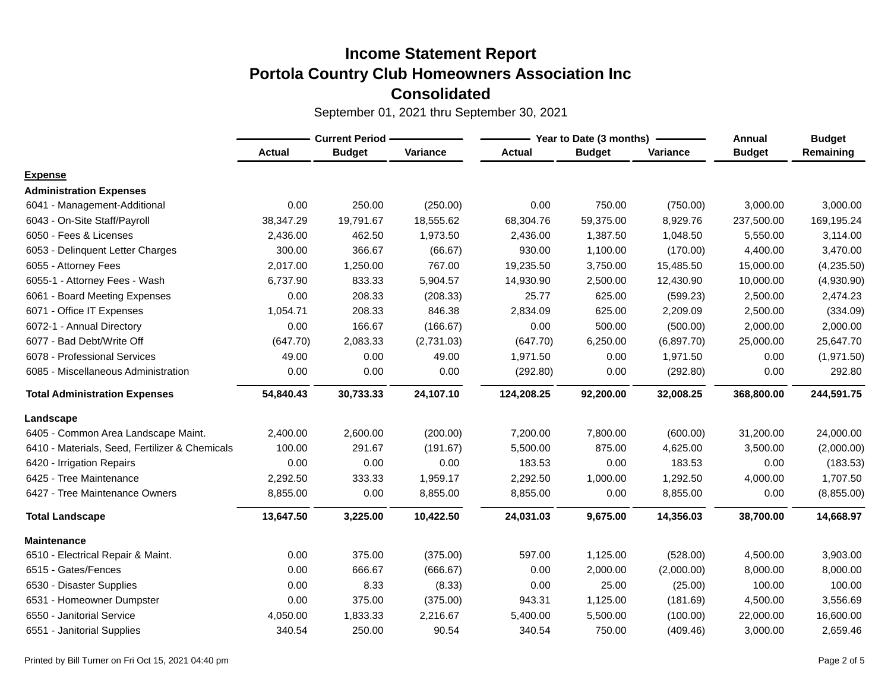# Income Statement Report
## Portola Country Club Homeowners Association Inc
## Consolidated

September 01, 2021 thru September 30, 2021

| | Current Period | | | Year to Date (3 months) | | | Annual | Budget |
|---|---|---|---|---|---|---|---|---|
| | Actual | Budget | Variance | Actual | Budget | Variance | Budget | Remaining |
| **Expense** | | | | | | | | |
| **Administration Expenses** | | | | | | | | |
| 6041 - Management-Additional | 0.00 | 250.00 | (250.00) | 0.00 | 750.00 | (750.00) | 3,000.00 | 3,000.00 |
| 6043 - On-Site Staff/Payroll | 38,347.29 | 19,791.67 | 18,555.62 | 68,304.76 | 59,375.00 | 8,929.76 | 237,500.00 | 169,195.24 |
| 6050 - Fees & Licenses | 2,436.00 | 462.50 | 1,973.50 | 2,436.00 | 1,387.50 | 1,048.50 | 5,550.00 | 3,114.00 |
| 6053 - Delinquent Letter Charges | 300.00 | 366.67 | (66.67) | 930.00 | 1,100.00 | (170.00) | 4,400.00 | 3,470.00 |
| 6055 - Attorney Fees | 2,017.00 | 1,250.00 | 767.00 | 19,235.50 | 3,750.00 | 15,485.50 | 15,000.00 | (4,235.50) |
| 6055-1 - Attorney Fees - Wash | 6,737.90 | 833.33 | 5,904.57 | 14,930.90 | 2,500.00 | 12,430.90 | 10,000.00 | (4,930.90) |
| 6061 - Board Meeting Expenses | 0.00 | 208.33 | (208.33) | 25.77 | 625.00 | (599.23) | 2,500.00 | 2,474.23 |
| 6071 - Office IT Expenses | 1,054.71 | 208.33 | 846.38 | 2,834.09 | 625.00 | 2,209.09 | 2,500.00 | (334.09) |
| 6072-1 - Annual Directory | 0.00 | 166.67 | (166.67) | 0.00 | 500.00 | (500.00) | 2,000.00 | 2,000.00 |
| 6077 - Bad Debt/Write Off | (647.70) | 2,083.33 | (2,731.03) | (647.70) | 6,250.00 | (6,897.70) | 25,000.00 | 25,647.70 |
| 6078 - Professional Services | 49.00 | 0.00 | 49.00 | 1,971.50 | 0.00 | 1,971.50 | 0.00 | (1,971.50) |
| 6085 - Miscellaneous Administration | 0.00 | 0.00 | 0.00 | (292.80) | 0.00 | (292.80) | 0.00 | 292.80 |
| **Total Administration Expenses** | **54,840.43** | **30,733.33** | **24,107.10** | **124,208.25** | **92,200.00** | **32,008.25** | **368,800.00** | **244,591.75** |
| **Landscape** | | | | | | | | |
| 6405 - Common Area Landscape Maint. | 2,400.00 | 2,600.00 | (200.00) | 7,200.00 | 7,800.00 | (600.00) | 31,200.00 | 24,000.00 |
| 6410 - Materials, Seed, Fertilizer & Chemicals | 100.00 | 291.67 | (191.67) | 5,500.00 | 875.00 | 4,625.00 | 3,500.00 | (2,000.00) |
| 6420 - Irrigation Repairs | 0.00 | 0.00 | 0.00 | 183.53 | 0.00 | 183.53 | 0.00 | (183.53) |
| 6425 - Tree Maintenance | 2,292.50 | 333.33 | 1,959.17 | 2,292.50 | 1,000.00 | 1,292.50 | 4,000.00 | 1,707.50 |
| 6427 - Tree Maintenance Owners | 8,855.00 | 0.00 | 8,855.00 | 8,855.00 | 0.00 | 8,855.00 | 0.00 | (8,855.00) |
| **Total Landscape** | **13,647.50** | **3,225.00** | **10,422.50** | **24,031.03** | **9,675.00** | **14,356.03** | **38,700.00** | **14,668.97** |
| **Maintenance** | | | | | | | | |
| 6510 - Electrical Repair & Maint. | 0.00 | 375.00 | (375.00) | 597.00 | 1,125.00 | (528.00) | 4,500.00 | 3,903.00 |
| 6515 - Gates/Fences | 0.00 | 666.67 | (666.67) | 0.00 | 2,000.00 | (2,000.00) | 8,000.00 | 8,000.00 |
| 6530 - Disaster Supplies | 0.00 | 8.33 | (8.33) | 0.00 | 25.00 | (25.00) | 100.00 | 100.00 |
| 6531 - Homeowner Dumpster | 0.00 | 375.00 | (375.00) | 943.31 | 1,125.00 | (181.69) | 4,500.00 | 3,556.69 |
| 6550 - Janitorial Service | 4,050.00 | 1,833.33 | 2,216.67 | 5,400.00 | 5,500.00 | (100.00) | 22,000.00 | 16,600.00 |
| 6551 - Janitorial Supplies | 340.54 | 250.00 | 90.54 | 340.54 | 750.00 | (409.46) | 3,000.00 | 2,659.46 |

Printed by Bill Turner on Fri Oct 15, 2021 04:40 pm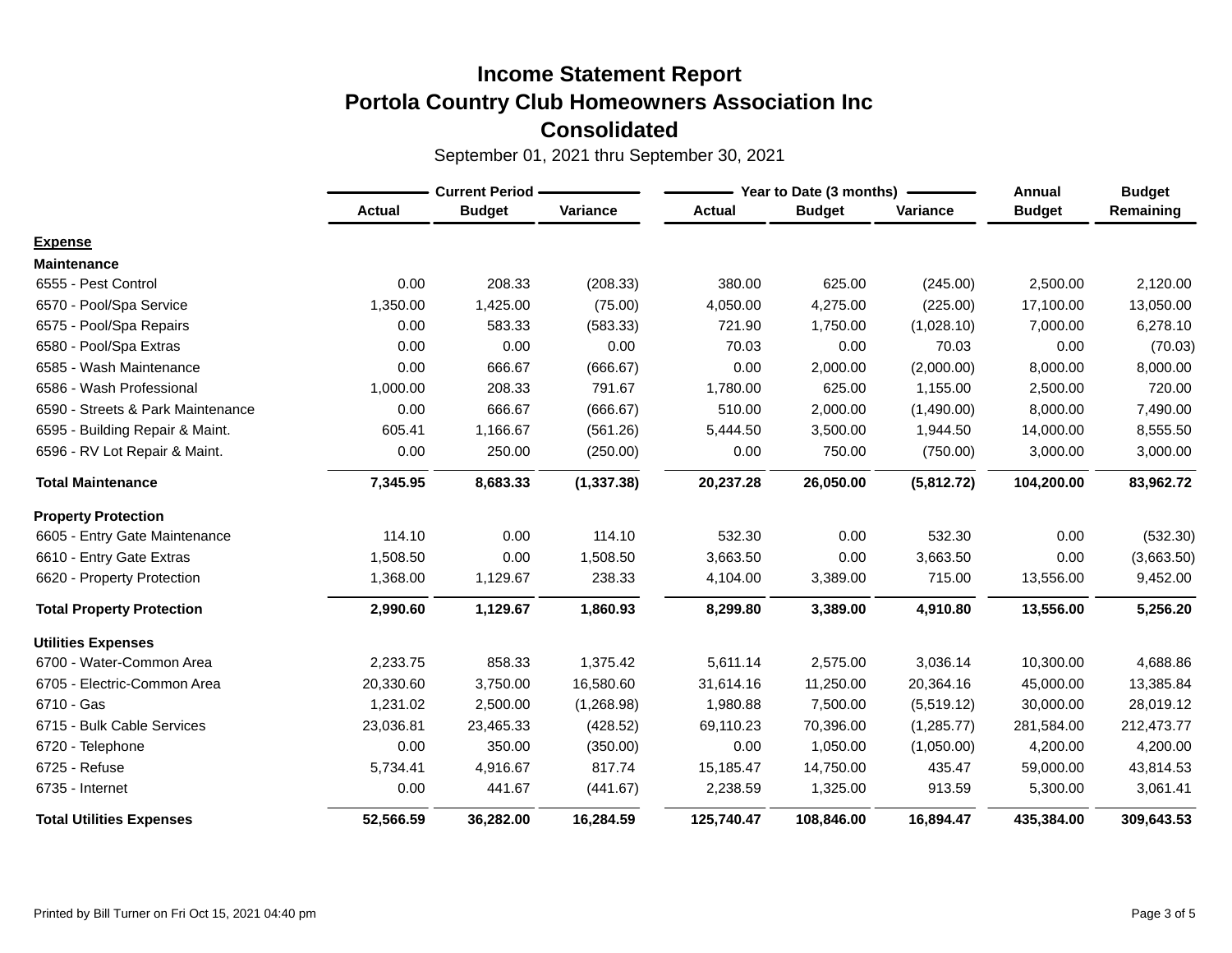# Income Statement Report
## Portola Country Club Homeowners Association Inc
## Consolidated

September 01, 2021 thru September 30, 2021

| | Current Period | | | Year to Date (3 months) | | | Annual | Budget |
|---|---|---|---|---|---|---|---|---|
| | **Actual** | **Budget** | **Variance** | **Actual** | **Budget** | **Variance** | **Budget** | **Remaining** |
| **<u>Expense</u>** | | | | | | | | |
| **Maintenance** | | | | | | | | |
| 6555 - Pest Control | 0.00 | 208.33 | (208.33) | 380.00 | 625.00 | (245.00) | 2,500.00 | 2,120.00 |
| 6570 - Pool/Spa Service | 1,350.00 | 1,425.00 | (75.00) | 4,050.00 | 4,275.00 | (225.00) | 17,100.00 | 13,050.00 |
| 6575 - Pool/Spa Repairs | 0.00 | 583.33 | (583.33) | 721.90 | 1,750.00 | (1,028.10) | 7,000.00 | 6,278.10 |
| 6580 - Pool/Spa Extras | 0.00 | 0.00 | 0.00 | 70.03 | 0.00 | 70.03 | 0.00 | (70.03) |
| 6585 - Wash Maintenance | 0.00 | 666.67 | (666.67) | 0.00 | 2,000.00 | (2,000.00) | 8,000.00 | 8,000.00 |
| 6586 - Wash Professional | 1,000.00 | 208.33 | 791.67 | 1,780.00 | 625.00 | 1,155.00 | 2,500.00 | 720.00 |
| 6590 - Streets & Park Maintenance | 0.00 | 666.67 | (666.67) | 510.00 | 2,000.00 | (1,490.00) | 8,000.00 | 7,490.00 |
| 6595 - Building Repair & Maint. | 605.41 | 1,166.67 | (561.26) | 5,444.50 | 3,500.00 | 1,944.50 | 14,000.00 | 8,555.50 |
| 6596 - RV Lot Repair & Maint. | 0.00 | 250.00 | (250.00) | 0.00 | 750.00 | (750.00) | 3,000.00 | 3,000.00 |
| **Total Maintenance** | **7,345.95** | **8,683.33** | **(1,337.38)** | **20,237.28** | **26,050.00** | **(5,812.72)** | **104,200.00** | **83,962.72** |
| **Property Protection** | | | | | | | | |
| 6605 - Entry Gate Maintenance | 114.10 | 0.00 | 114.10 | 532.30 | 0.00 | 532.30 | 0.00 | (532.30) |
| 6610 - Entry Gate Extras | 1,508.50 | 0.00 | 1,508.50 | 3,663.50 | 0.00 | 3,663.50 | 0.00 | (3,663.50) |
| 6620 - Property Protection | 1,368.00 | 1,129.67 | 238.33 | 4,104.00 | 3,389.00 | 715.00 | 13,556.00 | 9,452.00 |
| **Total Property Protection** | **2,990.60** | **1,129.67** | **1,860.93** | **8,299.80** | **3,389.00** | **4,910.80** | **13,556.00** | **5,256.20** |
| **Utilities Expenses** | | | | | | | | |
| 6700 - Water-Common Area | 2,233.75 | 858.33 | 1,375.42 | 5,611.14 | 2,575.00 | 3,036.14 | 10,300.00 | 4,688.86 |
| 6705 - Electric-Common Area | 20,330.60 | 3,750.00 | 16,580.60 | 31,614.16 | 11,250.00 | 20,364.16 | 45,000.00 | 13,385.84 |
| 6710 - Gas | 1,231.02 | 2,500.00 | (1,268.98) | 1,980.88 | 7,500.00 | (5,519.12) | 30,000.00 | 28,019.12 |
| 6715 - Bulk Cable Services | 23,036.81 | 23,465.33 | (428.52) | 69,110.23 | 70,396.00 | (1,285.77) | 281,584.00 | 212,473.77 |
| 6720 - Telephone | 0.00 | 350.00 | (350.00) | 0.00 | 1,050.00 | (1,050.00) | 4,200.00 | 4,200.00 |
| 6725 - Refuse | 5,734.41 | 4,916.67 | 817.74 | 15,185.47 | 14,750.00 | 435.47 | 59,000.00 | 43,814.53 |
| 6735 - Internet | 0.00 | 441.67 | (441.67) | 2,238.59 | 1,325.00 | 913.59 | 5,300.00 | 3,061.41 |
| **Total Utilities Expenses** | **52,566.59** | **36,282.00** | **16,284.59** | **125,740.47** | **108,846.00** | **16,894.47** | **435,384.00** | **309,643.53** |

Printed by Bill Turner on Fri Oct 15, 2021 04:40 pm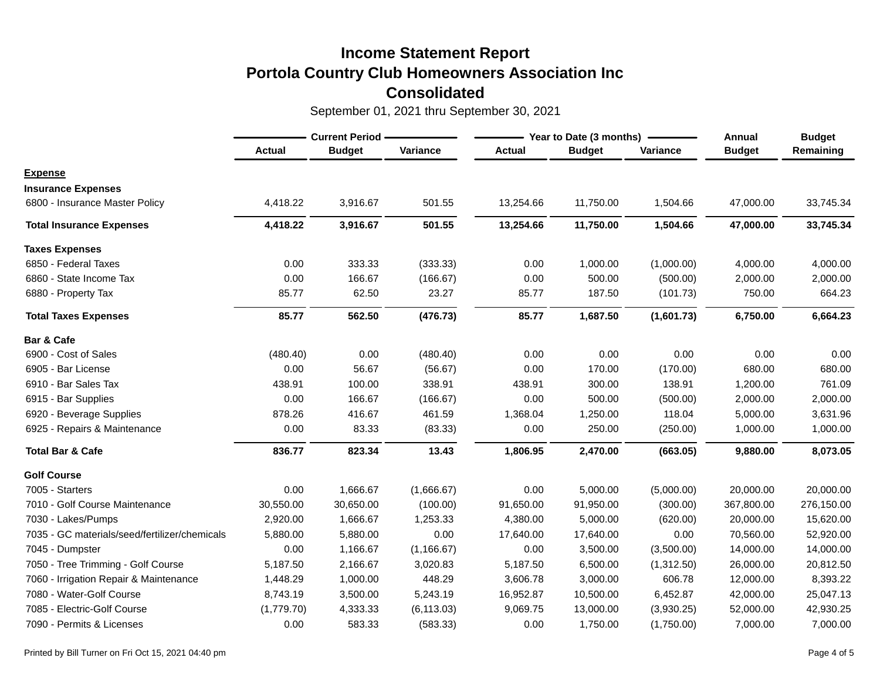# Income Statement Report
## Portola Country Club Homeowners Association Inc
## Consolidated

September 01, 2021 thru September 30, 2021

| | Current Period | | | Year to Date (3 months) | | | Annual | Budget |
|---|---|---|---|---|---|---|---|---|
| | Actual | Budget | Variance | Actual | Budget | Variance | Budget | Remaining |
| **Expense** | | | | | | | | |
| **Insurance Expenses** | | | | | | | | |
| 6800 - Insurance Master Policy | 4,418.22 | 3,916.67 | 501.55 | 13,254.66 | 11,750.00 | 1,504.66 | 47,000.00 | 33,745.34 |
| **Total Insurance Expenses** | **4,418.22** | **3,916.67** | **501.55** | **13,254.66** | **11,750.00** | **1,504.66** | **47,000.00** | **33,745.34** |
| **Taxes Expenses** | | | | | | | | |
| 6850 - Federal Taxes | 0.00 | 333.33 | (333.33) | 0.00 | 1,000.00 | (1,000.00) | 4,000.00 | 4,000.00 |
| 6860 - State Income Tax | 0.00 | 166.67 | (166.67) | 0.00 | 500.00 | (500.00) | 2,000.00 | 2,000.00 |
| 6880 - Property Tax | 85.77 | 62.50 | 23.27 | 85.77 | 187.50 | (101.73) | 750.00 | 664.23 |
| **Total Taxes Expenses** | **85.77** | **562.50** | **(476.73)** | **85.77** | **1,687.50** | **(1,601.73)** | **6,750.00** | **6,664.23** |
| **Bar & Cafe** | | | | | | | | |
| 6900 - Cost of Sales | (480.40) | 0.00 | (480.40) | 0.00 | 0.00 | 0.00 | 0.00 | 0.00 |
| 6905 - Bar License | 0.00 | 56.67 | (56.67) | 0.00 | 170.00 | (170.00) | 680.00 | 680.00 |
| 6910 - Bar Sales Tax | 438.91 | 100.00 | 338.91 | 438.91 | 300.00 | 138.91 | 1,200.00 | 761.09 |
| 6915 - Bar Supplies | 0.00 | 166.67 | (166.67) | 0.00 | 500.00 | (500.00) | 2,000.00 | 2,000.00 |
| 6920 - Beverage Supplies | 878.26 | 416.67 | 461.59 | 1,368.04 | 1,250.00 | 118.04 | 5,000.00 | 3,631.96 |
| 6925 - Repairs & Maintenance | 0.00 | 83.33 | (83.33) | 0.00 | 250.00 | (250.00) | 1,000.00 | 1,000.00 |
| **Total Bar & Cafe** | **836.77** | **823.34** | **13.43** | **1,806.95** | **2,470.00** | **(663.05)** | **9,880.00** | **8,073.05** |
| **Golf Course** | | | | | | | | |
| 7005 - Starters | 0.00 | 1,666.67 | (1,666.67) | 0.00 | 5,000.00 | (5,000.00) | 20,000.00 | 20,000.00 |
| 7010 - Golf Course Maintenance | 30,550.00 | 30,650.00 | (100.00) | 91,650.00 | 91,950.00 | (300.00) | 367,800.00 | 276,150.00 |
| 7030 - Lakes/Pumps | 2,920.00 | 1,666.67 | 1,253.33 | 4,380.00 | 5,000.00 | (620.00) | 20,000.00 | 15,620.00 |
| 7035 - GC materials/seed/fertilizer/chemicals | 5,880.00 | 5,880.00 | 0.00 | 17,640.00 | 17,640.00 | 0.00 | 70,560.00 | 52,920.00 |
| 7045 - Dumpster | 0.00 | 1,166.67 | (1,166.67) | 0.00 | 3,500.00 | (3,500.00) | 14,000.00 | 14,000.00 |
| 7050 - Tree Trimming - Golf Course | 5,187.50 | 2,166.67 | 3,020.83 | 5,187.50 | 6,500.00 | (1,312.50) | 26,000.00 | 20,812.50 |
| 7060 - Irrigation Repair & Maintenance | 1,448.29 | 1,000.00 | 448.29 | 3,606.78 | 3,000.00 | 606.78 | 12,000.00 | 8,393.22 |
| 7080 - Water-Golf Course | 8,743.19 | 3,500.00 | 5,243.19 | 16,952.87 | 10,500.00 | 6,452.87 | 42,000.00 | 25,047.13 |
| 7085 - Electric-Golf Course | (1,779.70) | 4,333.33 | (6,113.03) | 9,069.75 | 13,000.00 | (3,930.25) | 52,000.00 | 42,930.25 |
| 7090 - Permits & Licenses | 0.00 | 583.33 | (583.33) | 0.00 | 1,750.00 | (1,750.00) | 7,000.00 | 7,000.00 |

Printed by Bill Turner on Fri Oct 15, 2021 04:40 pm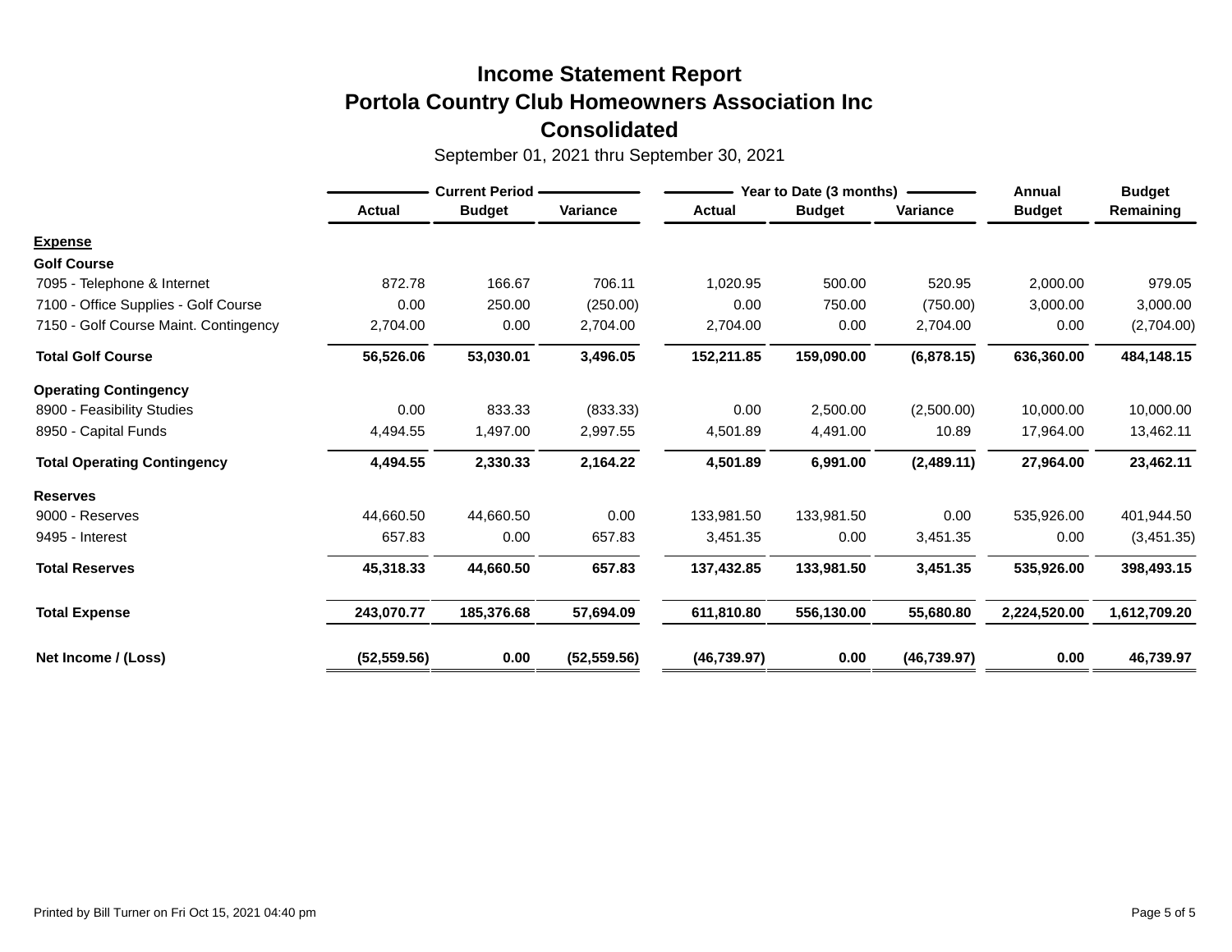# Income Statement Report
# Portola Country Club Homeowners Association Inc
# Consolidated

September 01, 2021 thru September 30, 2021

| | Current Period | | | Year to Date (3 months) | | | Annual | Budget |
|---|---|---|---|---|---|---|---|---|
| | Actual | Budget | Variance | Actual | Budget | Variance | Budget | Remaining |
| **Expense** | | | | | | | | |
| **Golf Course** | | | | | | | | |
| 7095 - Telephone & Internet | 872.78 | 166.67 | 706.11 | 1,020.95 | 500.00 | 520.95 | 2,000.00 | 979.05 |
| 7100 - Office Supplies - Golf Course | 0.00 | 250.00 | (250.00) | 0.00 | 750.00 | (750.00) | 3,000.00 | 3,000.00 |
| 7150 - Golf Course Maint. Contingency | 2,704.00 | 0.00 | 2,704.00 | 2,704.00 | 0.00 | 2,704.00 | 0.00 | (2,704.00) |
| **Total Golf Course** | **56,526.06** | **53,030.01** | **3,496.05** | **152,211.85** | **159,090.00** | **(6,878.15)** | **636,360.00** | **484,148.15** |
| **Operating Contingency** | | | | | | | | |
| 8900 - Feasibility Studies | 0.00 | 833.33 | (833.33) | 0.00 | 2,500.00 | (2,500.00) | 10,000.00 | 10,000.00 |
| 8950 - Capital Funds | 4,494.55 | 1,497.00 | 2,997.55 | 4,501.89 | 4,491.00 | 10.89 | 17,964.00 | 13,462.11 |
| **Total Operating Contingency** | **4,494.55** | **2,330.33** | **2,164.22** | **4,501.89** | **6,991.00** | **(2,489.11)** | **27,964.00** | **23,462.11** |
| **Reserves** | | | | | | | | |
| 9000 - Reserves | 44,660.50 | 44,660.50 | 0.00 | 133,981.50 | 133,981.50 | 0.00 | 535,926.00 | 401,944.50 |
| 9495 - Interest | 657.83 | 0.00 | 657.83 | 3,451.35 | 0.00 | 3,451.35 | 0.00 | (3,451.35) |
| **Total Reserves** | **45,318.33** | **44,660.50** | **657.83** | **137,432.85** | **133,981.50** | **3,451.35** | **535,926.00** | **398,493.15** |
| **Total Expense** | **243,070.77** | **185,376.68** | **57,694.09** | **611,810.80** | **556,130.00** | **55,680.80** | **2,224,520.00** | **1,612,709.20** |
| **Net Income / (Loss)** | **(52,559.56)** | **0.00** | **(52,559.56)** | **(46,739.97)** | **0.00** | **(46,739.97)** | **0.00** | **46,739.97** |

Printed by Bill Turner on Fri Oct 15, 2021 04:40 pm